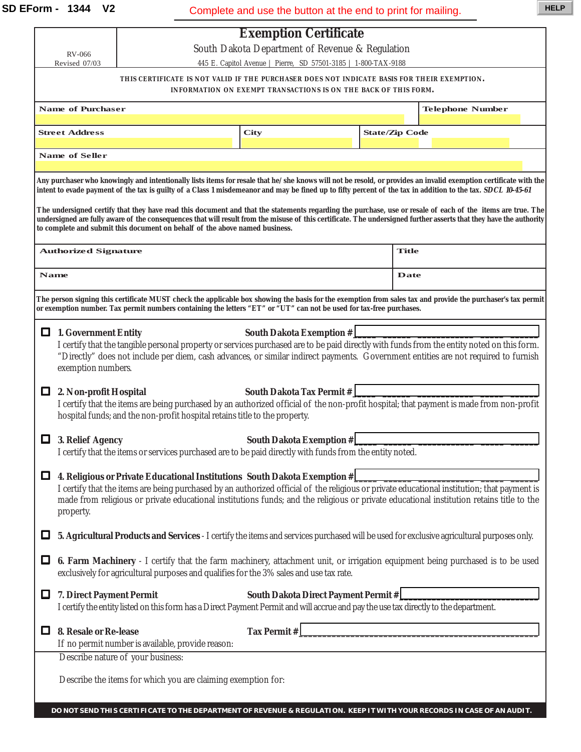SD EForm - 1344 V2

Complete and use the button at the end to print for mailing.

HELP

RV-066
Revised 07/03

# Exemption Certificate

South Dakota Department of Revenue & Regulation

445 E. Capitol Avenue | Pierre, SD 57501-3185 | 1-800-TAX-9188

**THIS CERTIFICATE IS NOT VALID IF THE PURCHASER DOES NOT INDICATE BASIS FOR THEIR EXEMPTION. INFORMATION ON EXEMPT TRANSACTIONS IS ON THE BACK OF THIS FORM.**

| Name of Purchaser | | | Telephone Number |
|---|---|---|---|
| | | | |
| **Street Address** | **City** | **State/Zip Code** | |
| | | | |
| **Name of Seller** | | | |
| | | | |

**Any purchaser who knowingly and intentionally lists items for resale that he/ she knows will not be resold, or provides an invalid exemption certificate with the intent to evade payment of the tax is guilty of a Class 1 misdemeanor and may be fined up to fifty percent of the tax in addition to the tax.** ***SDCL 10-45-61***

**The undersigned certify that they have read this document and that the statements regarding the purchase, use or resale of each of the items are true. The undersigned are fully aware of the consequences that will result from the misuse of this certificate. The undersigned further asserts that they have the authority to complete and submit this document on behalf of the above named business.**

| Authorized Signature | Title |
|---|---|
| | |
| **Name** | **Date** |
| | |

**The person signing this certificate MUST check the applicable box showing the basis for the exemption from sales tax and provide the purchaser's tax permit or exemption number. Tax permit numbers containing the letters "ET" or "UT" can not be used for tax-free purchases.**

☐ **1. Government Entity** **South Dakota Exemption #**\_\_\_\_\_\_\_\_\_\_\_\_\_\_\_\_\_\_\_\_\_\_\_\_
I certify that the tangible personal property or services purchased are to be paid directly with funds from the entity noted on this form. "Directly" does not include per diem, cash advances, or similar indirect payments. Government entities are not required to furnish exemption numbers.

☐ **2. Non-profit Hospital** **South Dakota Tax Permit #**\_\_\_\_\_\_\_\_\_\_\_\_\_\_\_\_\_\_\_\_\_\_\_\_
I certify that the items are being purchased by an authorized official of the non-profit hospital; that payment is made from non-profit hospital funds; and the non-profit hospital retains title to the property.

☐ **3. Relief Agency** **South Dakota Exemption #**\_\_\_\_\_\_\_\_\_\_\_\_\_\_\_\_\_\_\_\_\_\_\_\_
I certify that the items or services purchased are to be paid directly with funds from the entity noted.

☐ **4. Religious or Private Educational Institutions** **South Dakota Exemption #**\_\_\_\_\_\_\_\_\_\_\_\_\_\_\_\_\_\_\_\_\_\_\_\_
I certify that the items are being purchased by an authorized official of the religious or private educational institution; that payment is made from religious or private educational institutions funds; and the religious or private educational institution retains title to the property.

☐ **5. Agricultural Products and Services** - I certify the items and services purchased will be used for exclusive agricultural purposes only.

☐ **6. Farm Machinery** - I certify that the farm machinery, attachment unit, or irrigation equipment being purchased is to be used exclusively for agricultural purposes and qualifies for the 3% sales and use tax rate.

☐ **7. Direct Payment Permit** **South Dakota Direct Payment Permit #**\_\_\_\_\_\_\_\_\_\_\_\_\_\_\_\_\_\_\_\_\_\_\_\_
I certify the entity listed on this form has a Direct Payment Permit and will accrue and pay the use tax directly to the department.

☐ **8. Resale or Re-lease** **Tax Permit #**\_\_\_\_\_\_\_\_\_\_\_\_\_\_\_\_\_\_\_\_\_\_\_\_
If no permit number is available, provide reason:

Describe nature of your business:

Describe the items for which you are claiming exemption for:

**DO NOT SEND THIS CERTIFICATE TO THE DEPARTMENT OF REVENUE & REGULATION. KEEP IT WITH YOUR RECORDS IN CASE OF AN AUDIT.**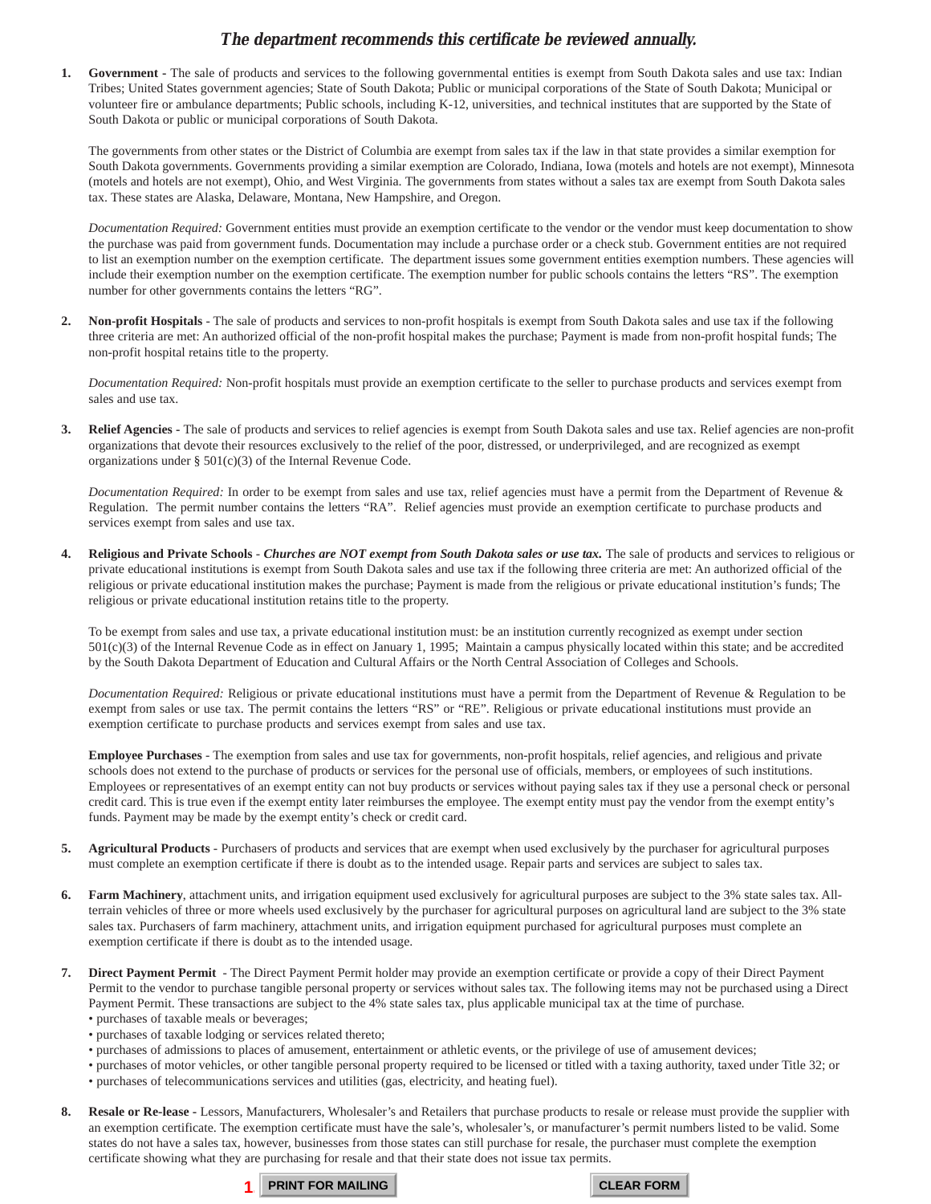***The department recommends this certificate be reviewed annually.***

1. **Government -** The sale of products and services to the following governmental entities is exempt from South Dakota sales and use tax: Indian Tribes; United States government agencies; State of South Dakota; Public or municipal corporations of the State of South Dakota; Municipal or volunteer fire or ambulance departments; Public schools, including K-12, universities, and technical institutes that are supported by the State of South Dakota or public or municipal corporations of South Dakota.

   The governments from other states or the District of Columbia are exempt from sales tax if the law in that state provides a similar exemption for South Dakota governments. Governments providing a similar exemption are Colorado, Indiana, Iowa (motels and hotels are not exempt), Minnesota (motels and hotels are not exempt), Ohio, and West Virginia. The governments from states without a sales tax are exempt from South Dakota sales tax. These states are Alaska, Delaware, Montana, New Hampshire, and Oregon.

   *Documentation Required:* Government entities must provide an exemption certificate to the vendor or the vendor must keep documentation to show the purchase was paid from government funds. Documentation may include a purchase order or a check stub. Government entities are not required to list an exemption number on the exemption certificate. The department issues some government entities exemption numbers. These agencies will include their exemption number on the exemption certificate. The exemption number for public schools contains the letters "RS". The exemption number for other governments contains the letters "RG".

2. **Non-profit Hospitals** - The sale of products and services to non-profit hospitals is exempt from South Dakota sales and use tax if the following three criteria are met: An authorized official of the non-profit hospital makes the purchase; Payment is made from non-profit hospital funds; The non-profit hospital retains title to the property.

   *Documentation Required:* Non-profit hospitals must provide an exemption certificate to the seller to purchase products and services exempt from sales and use tax.

3. **Relief Agencies -** The sale of products and services to relief agencies is exempt from South Dakota sales and use tax. Relief agencies are non-profit organizations that devote their resources exclusively to the relief of the poor, distressed, or underprivileged, and are recognized as exempt organizations under § 501(c)(3) of the Internal Revenue Code.

   *Documentation Required:* In order to be exempt from sales and use tax, relief agencies must have a permit from the Department of Revenue & Regulation. The permit number contains the letters "RA". Relief agencies must provide an exemption certificate to purchase products and services exempt from sales and use tax.

4. **Religious and Private Schools** - ***Churches are NOT exempt from South Dakota sales or use tax.*** The sale of products and services to religious or private educational institutions is exempt from South Dakota sales and use tax if the following three criteria are met: An authorized official of the religious or private educational institution makes the purchase; Payment is made from the religious or private educational institution's funds; The religious or private educational institution retains title to the property.

   To be exempt from sales and use tax, a private educational institution must: be an institution currently recognized as exempt under section 501(c)(3) of the Internal Revenue Code as in effect on January 1, 1995; Maintain a campus physically located within this state; and be accredited by the South Dakota Department of Education and Cultural Affairs or the North Central Association of Colleges and Schools.

   *Documentation Required:* Religious or private educational institutions must have a permit from the Department of Revenue & Regulation to be exempt from sales or use tax. The permit contains the letters "RS" or "RE". Religious or private educational institutions must provide an exemption certificate to purchase products and services exempt from sales and use tax.

   **Employee Purchases** - The exemption from sales and use tax for governments, non-profit hospitals, relief agencies, and religious and private schools does not extend to the purchase of products or services for the personal use of officials, members, or employees of such institutions. Employees or representatives of an exempt entity can not buy products or services without paying sales tax if they use a personal check or personal credit card. This is true even if the exempt entity later reimburses the employee. The exempt entity must pay the vendor from the exempt entity's funds. Payment may be made by the exempt entity's check or credit card.

5. **Agricultural Products** - Purchasers of products and services that are exempt when used exclusively by the purchaser for agricultural purposes must complete an exemption certificate if there is doubt as to the intended usage. Repair parts and services are subject to sales tax.

6. **Farm Machinery**, attachment units, and irrigation equipment used exclusively for agricultural purposes are subject to the 3% state sales tax. All-terrain vehicles of three or more wheels used exclusively by the purchaser for agricultural purposes on agricultural land are subject to the 3% state sales tax. Purchasers of farm machinery, attachment units, and irrigation equipment purchased for agricultural purposes must complete an exemption certificate if there is doubt as to the intended usage.

7. **Direct Payment Permit** - The Direct Payment Permit holder may provide an exemption certificate or provide a copy of their Direct Payment Permit to the vendor to purchase tangible personal property or services without sales tax. The following items may not be purchased using a Direct Payment Permit. These transactions are subject to the 4% state sales tax, plus applicable municipal tax at the time of purchase.
   - purchases of taxable meals or beverages;
   - purchases of taxable lodging or services related thereto;
   - purchases of admissions to places of amusement, entertainment or athletic events, or the privilege of use of amusement devices;
   - purchases of motor vehicles, or other tangible personal property required to be licensed or titled with a taxing authority, taxed under Title 32; or
   - purchases of telecommunications services and utilities (gas, electricity, and heating fuel).

8. **Resale or Re-lease -** Lessors, Manufacturers, Wholesaler's and Retailers that purchase products to resale or release must provide the supplier with an exemption certificate. The exemption certificate must have the sale's, wholesaler's, or manufacturer's permit numbers listed to be valid. Some states do not have a sales tax, however, businesses from those states can still purchase for resale, the purchaser must complete the exemption certificate showing what they are purchasing for resale and that their state does not issue tax permits.

1 PRINT FOR MAILING    CLEAR FORM